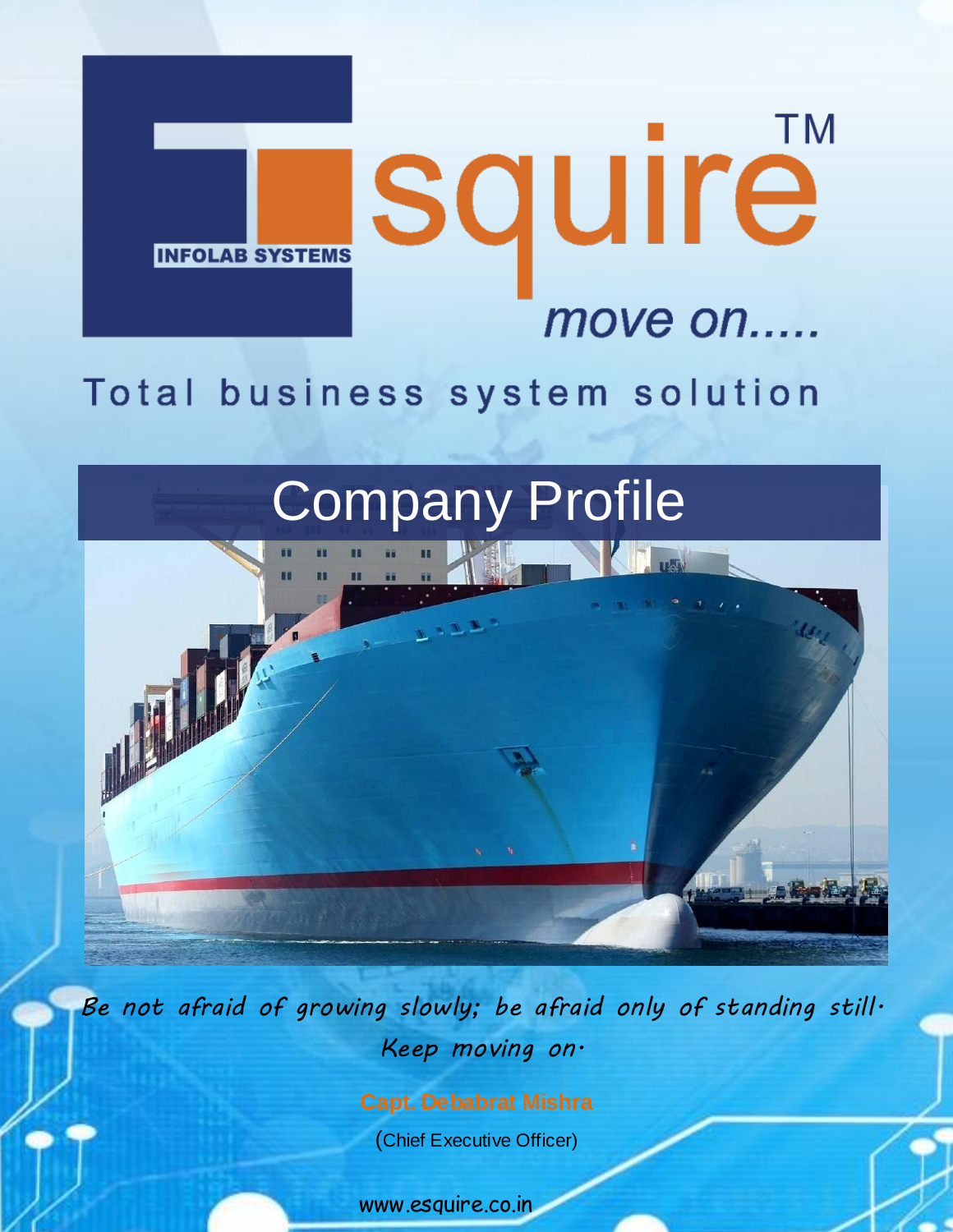# Esquire™

INFOLAB SYSTEMS

*move on.....*

Total business system solution

## Company Profile

*Be not afraid of growing slowly; be afraid only of standing still. Keep moving on.*

**Capt. Debabrat Mishra**

(Chief Executive Officer)

www.esquire.co.in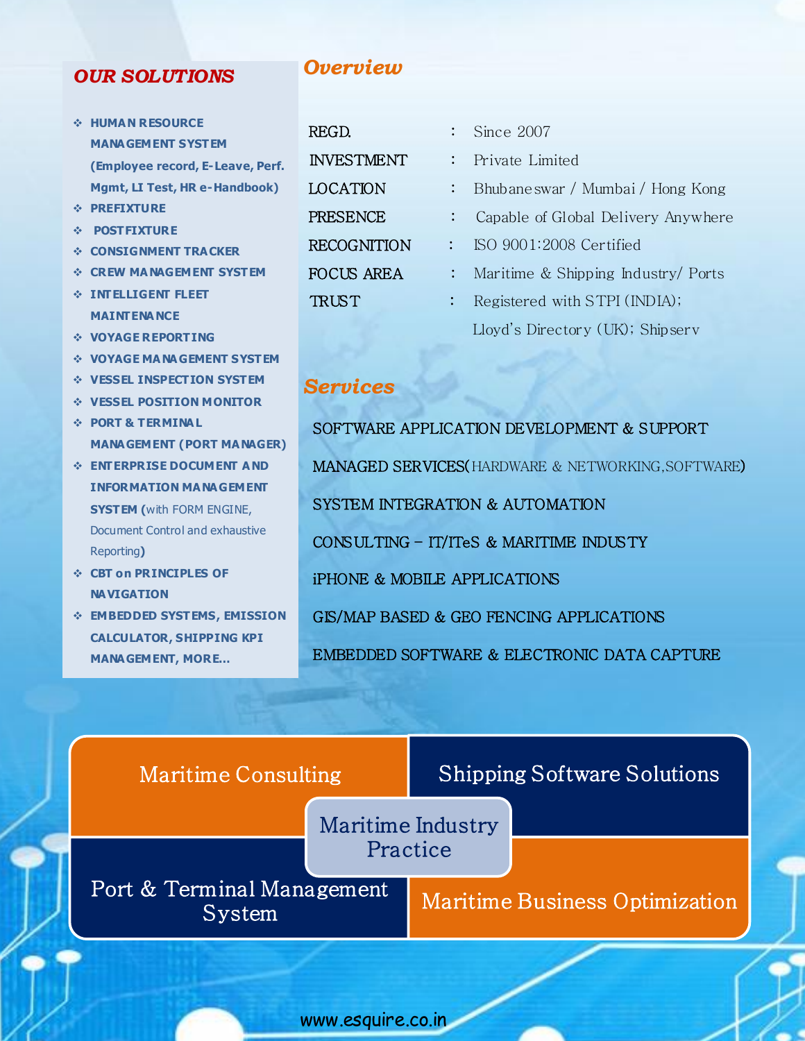## OUR SOLUTIONS

- **HUMAN RESOURCE MANAGEMENT SYSTEM (Employee record, E-Leave, Perf. Mgmt, LI Test, HR e-Handbook)**
- **PREFIXTURE**
- **POSTFIXTURE**
- **CONSIGNMENT TRACKER**
- **CREW MANAGEMENT SYSTEM**
- **INTELLIGENT FLEET MAINTENANCE**
- **VOYAGE REPORTING**
- **VOYAGE MANAGEMENT SYSTEM**
- **VESSEL INSPECTION SYSTEM**
- **VESSEL POSITION MONITOR**
- **PORT & TERMINAL MANAGEMENT (PORT MANAGER)**
- **ENTERPRISE DOCUMENT AND INFORMATION MANAGEMENT SYSTEM (**with FORM ENGINE, Document Control and exhaustive Reporting**)**
- **CBT on PRINCIPLES OF NAVIGATION**
- **EMBEDDED SYSTEMS, EMISSION CALCULATOR, SHIPPING KPI MANAGEMENT, MORE…**

## Overview

| | | |
|---|---|---|
| REGD. | : | Since 2007 |
| INVESTMENT | : | Private Limited |
| LOCATION | : | Bhubaneswar / Mumbai / Hong Kong |
| PRESENCE | : | Capable of Global Delivery Anywhere |
| RECOGNITION | : | ISO 9001:2008 Certified |
| FOCUS AREA | : | Maritime & Shipping Industry/ Ports |
| TRUST | : | Registered with STPI (INDIA); Lloyd's Directory (UK); Shipserv |

## Services

SOFTWARE APPLICATION DEVELOPMENT & SUPPORT

MANAGED SERVICES(HARDWARE & NETWORKING,SOFTWARE)

SYSTEM INTEGRATION & AUTOMATION

CONSULTING – IT/ITeS & MARITIME INDUSTY

iPHONE & MOBILE APPLICATIONS

GIS/MAP BASED & GEO FENCING APPLICATIONS

EMBEDDED SOFTWARE & ELECTRONIC DATA CAPTURE

Maritime Consulting

Shipping Software Solutions

Maritime Industry Practice

Port & Terminal Management System

Maritime Business Optimization

www.esquire.co.in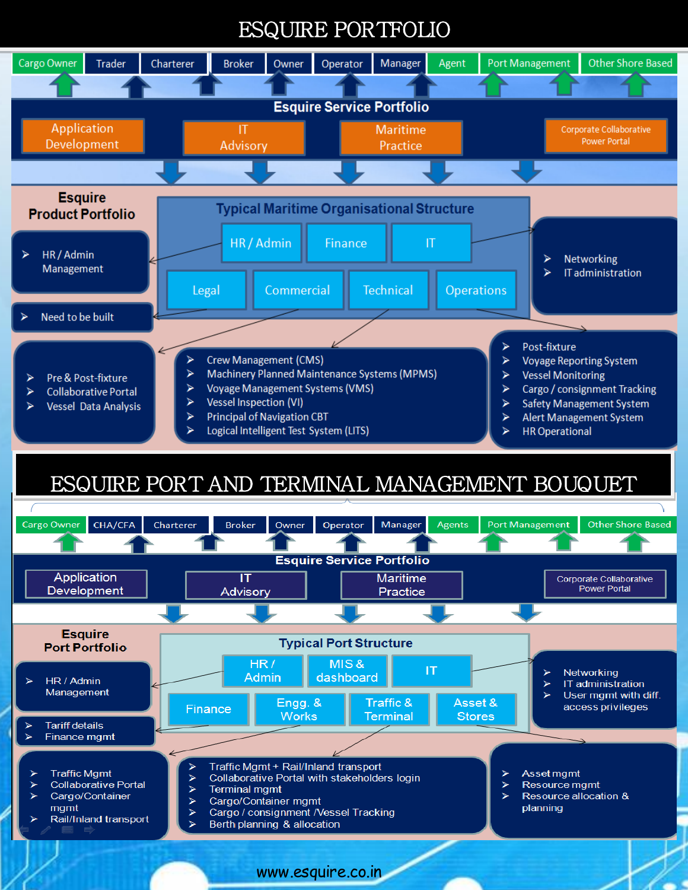# ESQUIRE PORTFOLIO

Cargo Owner | Trader | Charterer | Broker | Owner | Operator | Manager | Agent | Port Management | Other Shore Based

## Esquire Service Portfolio

Application Development | IT Advisory | Maritime Practice | Corporate Collaborative Power Portal

### Esquire Product Portfolio

**Typical Maritime Organisational Structure**

HR / Admin | Finance | IT

Legal | Commercial | Technical | Operations

- HR / Admin Management

- Need to be built

- Networking
- IT administration

- Pre & Post-fixture
- Collaborative Portal
- Vessel Data Analysis

- Crew Management (CMS)
- Machinery Planned Maintenance Systems (MPMS)
- Voyage Management Systems (VMS)
- Vessel Inspection (VI)
- Principal of Navigation CBT
- Logical Intelligent Test System (LITS)

- Post-fixture
- Voyage Reporting System
- Vessel Monitoring
- Cargo / consignment Tracking
- Safety Management System
- Alert Management System
- HR Operational

# ESQUIRE PORT AND TERMINAL MANAGEMENT BOUQUET

Cargo Owner | CHA/CFA | Charterer | Broker | Owner | Operator | Manager | Agents | Port Management | Other Shore Based

## Esquire Service Portfolio

Application Development | IT Advisory | Maritime Practice | Corporate Collaborative Power Portal

### Esquire Port Portfolio

**Typical Port Structure**

HR / Admin | MIS & dashboard | IT

Finance | Engg. & Works | Traffic & Terminal | Asset & Stores

- HR / Admin Management

- Tariff details
- Finance mgmt

- Networking
- IT administration
- User mgmt with diff. access privileges

- Traffic Mgmt
- Collaborative Portal
- Cargo/Container mgmt
- Rail/Inland transport

- Traffic Mgmt + Rail/Inland transport
- Collaborative Portal with stakeholders login
- Terminal mgmt
- Cargo/Container mgmt
- Cargo / consignment /Vessel Tracking
- Berth planning & allocation

- Asset mgmt
- Resource mgmt
- Resource allocation & planning

www.esquire.co.in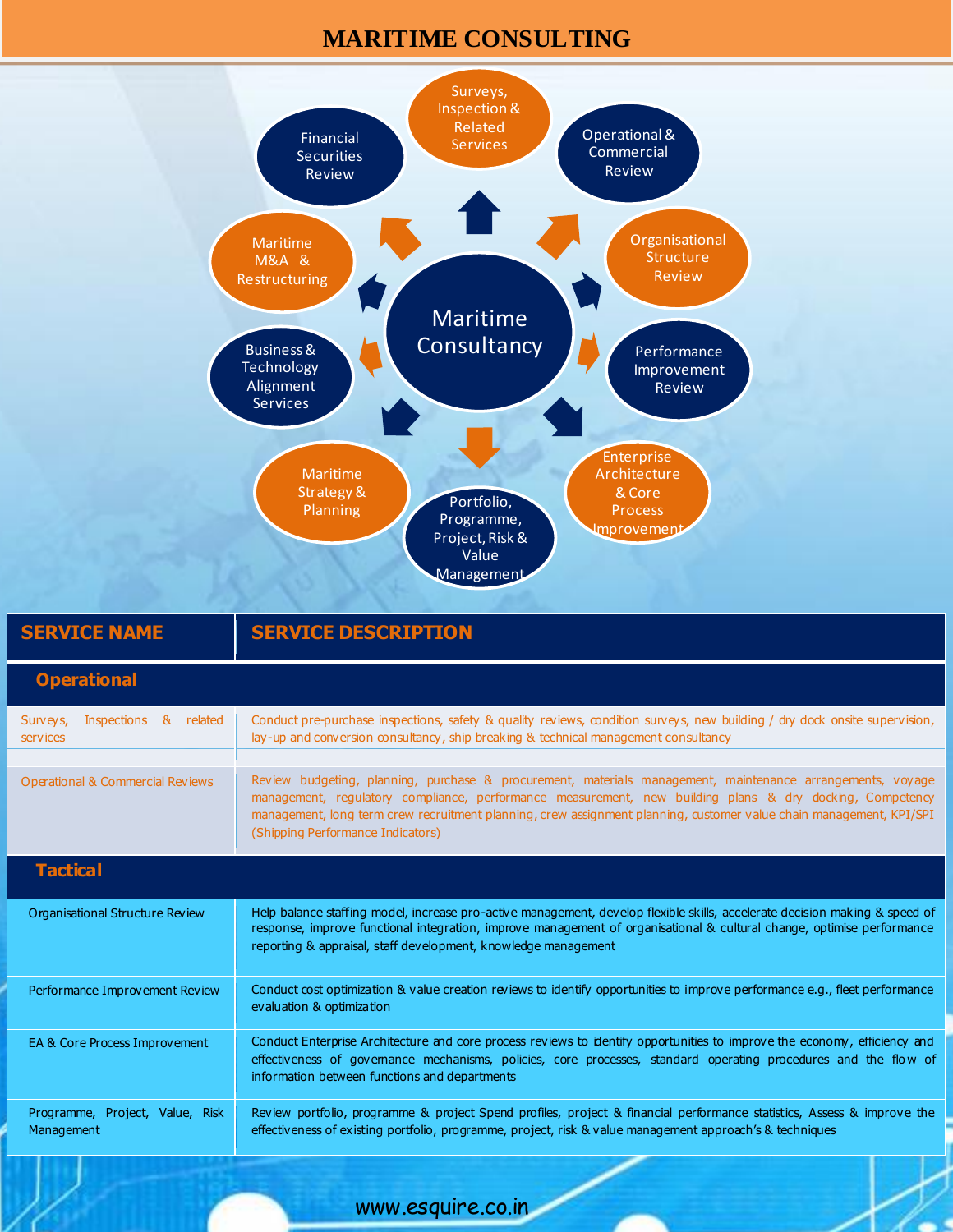# MARITIME CONSULTING

Maritime Consultancy

Surveys, Inspection & Related Services

Operational & Commercial Review

Organisational Structure Review

Performance Improvement Review

Enterprise Architecture & Core Process Improvement

Portfolio, Programme, Project, Risk & Value Management

Maritime Strategy & Planning

Business & Technology Alignment Services

Maritime M&A & Restructuring

Financial Securities Review

| SERVICE NAME | SERVICE DESCRIPTION |
|---|---|
| **Operational** | |
| Surveys, Inspections & related services | Conduct pre-purchase inspections, safety & quality reviews, condition surveys, new building / dry dock onsite supervision, lay-up and conversion consultancy, ship breaking & technical management consultancy |
| Operational & Commercial Reviews | Review budgeting, planning, purchase & procurement, materials management, maintenance arrangements, voyage management, regulatory compliance, performance measurement, new building plans & dry docking, Competency management, long term crew recruitment planning, crew assignment planning, customer value chain management, KPI/SPI (Shipping Performance Indicators) |
| **Tactical** | |
| Organisational Structure Review | Help balance staffing model, increase pro-active management, develop flexible skills, accelerate decision making & speed of response, improve functional integration, improve management of organisational & cultural change, optimise performance reporting & appraisal, staff development, knowledge management |
| Performance Improvement Review | Conduct cost optimization & value creation reviews to identify opportunities to improve performance e.g., fleet performance evaluation & optimization |
| EA & Core Process Improvement | Conduct Enterprise Architecture and core process reviews to identify opportunities to improve the economy, efficiency and effectiveness of governance mechanisms, policies, core processes, standard operating procedures and the flow of information between functions and departments |
| Programme, Project, Value, Risk Management | Review portfolio, programme & project Spend profiles, project & financial performance statistics, Assess & improve the effectiveness of existing portfolio, programme, project, risk & value management approach's & techniques |

www.esquire.co.in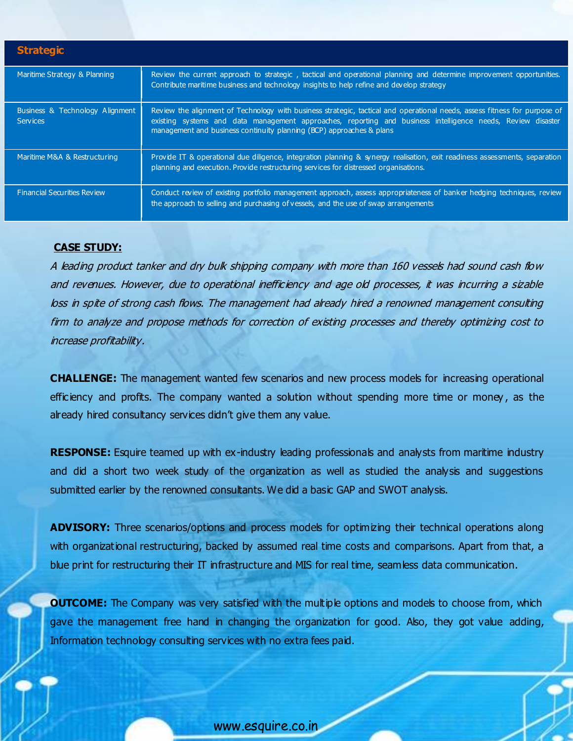| Strategic | |
|---|---|
| Maritime Strategy & Planning | Review the current approach to strategic , tactical and operational planning and determine improvement opportunities. Contribute maritime business and technology insights to help refine and develop strategy |
| Business & Technology Alignment Services | Review the alignment of Technology with business strategic, tactical and operational needs, assess fitness for purpose of existing systems and data management approaches, reporting and business intelligence needs, Review disaster management and business continuity planning (BCP) approaches & plans |
| Maritime M&A & Restructuring | Provide IT & operational due diligence, integration planning & synergy realisation, exit readiness assessments, separation planning and execution. Provide restructuring services for distressed organisations. |
| Financial Securities Review | Conduct review of existing portfolio management approach, assess appropriateness of banker hedging techniques, review the approach to selling and purchasing of vessels, and the use of swap arrangements |

**CASE STUDY:**

*A leading product tanker and dry bulk shipping company with more than 160 vessels had sound cash flow and revenues. However, due to operational inefficiency and age old processes, it was incurring a sizable loss in spite of strong cash flows. The management had already hired a renowned management consulting firm to analyze and propose methods for correction of existing processes and thereby optimizing cost to increase profitability.*

**CHALLENGE:** The management wanted few scenarios and new process models for increasing operational efficiency and profits. The company wanted a solution without spending more time or money, as the already hired consultancy services didn't give them any value.

**RESPONSE:** Esquire teamed up with ex-industry leading professionals and analysts from maritime industry and did a short two week study of the organization as well as studied the analysis and suggestions submitted earlier by the renowned consultants. We did a basic GAP and SWOT analysis.

**ADVISORY:** Three scenarios/options and process models for optimizing their technical operations along with organizational restructuring, backed by assumed real time costs and comparisons. Apart from that, a blue print for restructuring their IT infrastructure and MIS for real time, seamless data communication.

**OUTCOME:** The Company was very satisfied with the multiple options and models to choose from, which gave the management free hand in changing the organization for good. Also, they got value adding, Information technology consulting services with no extra fees paid.

www.esquire.co.in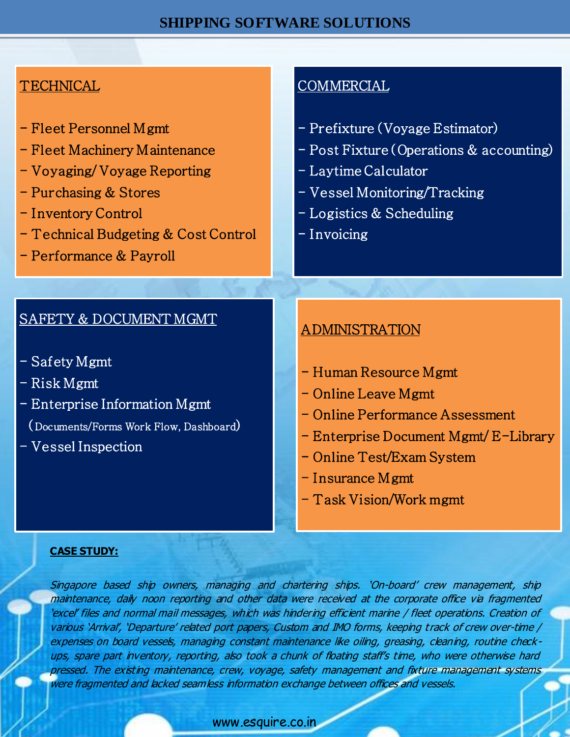# SHIPPING SOFTWARE SOLUTIONS

## TECHNICAL

- Fleet Personnel Mgmt
- Fleet Machinery Maintenance
- Voyaging/ Voyage Reporting
- Purchasing & Stores
- Inventory Control
- Technical Budgeting & Cost Control
- Performance & Payroll

## COMMERCIAL

- Prefixture (Voyage Estimator)
- Post Fixture (Operations & accounting)
- Laytime Calculator
- Vessel Monitoring/Tracking
- Logistics & Scheduling
- Invoicing

## SAFETY & DOCUMENT MGMT

- Safety Mgmt
- Risk Mgmt
- Enterprise Information Mgmt (Documents/Forms Work Flow, Dashboard)
- Vessel Inspection

## ADMINISTRATION

- Human Resource Mgmt
- Online Leave Mgmt
- Online Performance Assessment
- Enterprise Document Mgmt/ E-Library
- Online Test/Exam System
- Insurance Mgmt
- Task Vision/Work mgmt

**CASE STUDY:**

*Singapore based ship owners, managing and chartering ships. 'On-board' crew management, ship maintenance, daily noon reporting and other data were received at the corporate office via fragmented 'excel' files and normal mail messages, which was hindering efficient marine / fleet operations. Creation of various 'Arrival', 'Departure' related port papers, Custom and IMO forms, keeping track of crew over-time / expenses on board vessels, managing constant maintenance like oiling, greasing, cleaning, routine check-ups, spare part inventory, reporting, also took a chunk of floating staff's time, who were otherwise hard pressed. The existing maintenance, crew, voyage, safety management and fixture management systems were fragmented and lacked seamless information exchange between offices and vessels.*

www.esquire.co.in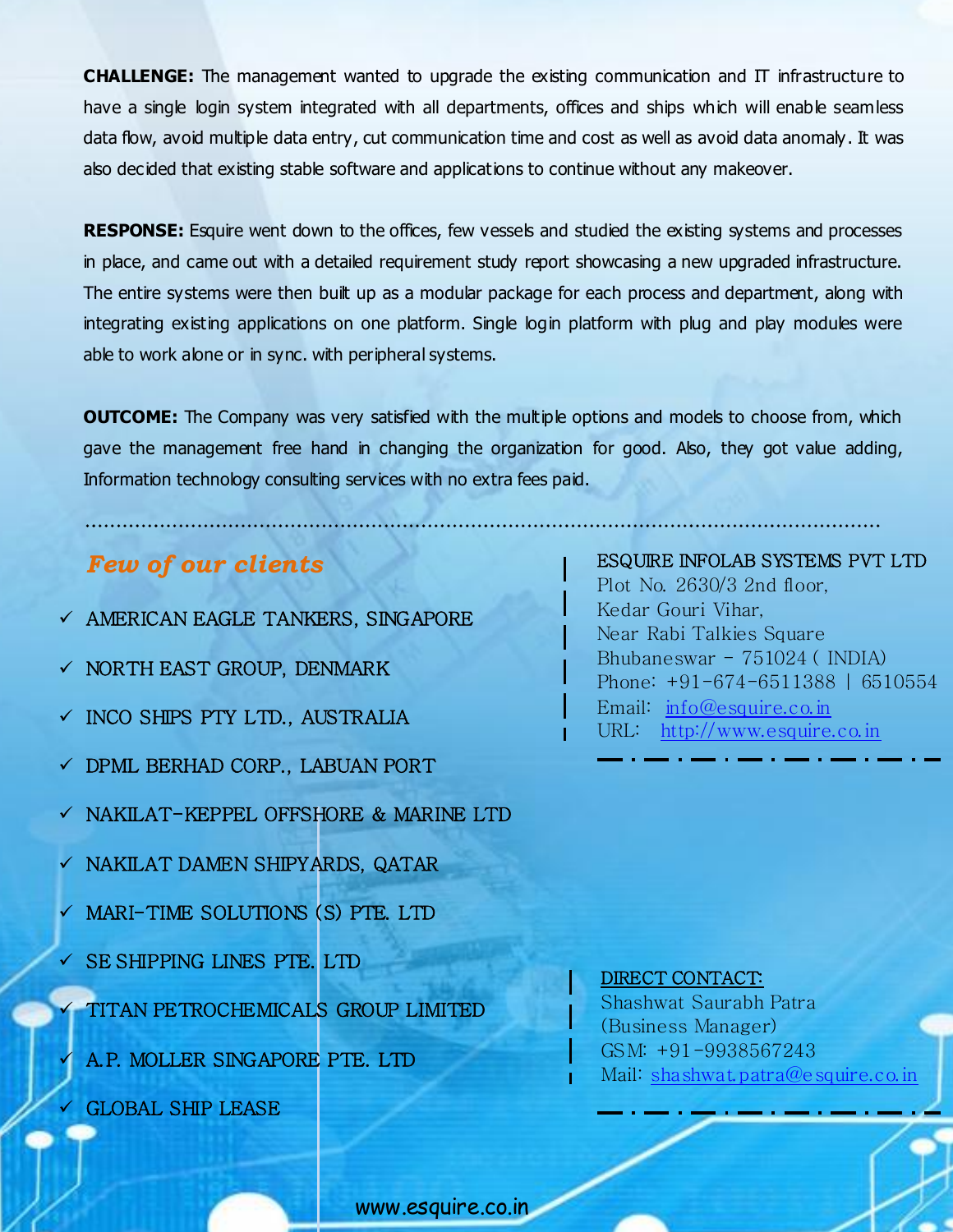**CHALLENGE:** The management wanted to upgrade the existing communication and IT infrastructure to have a single login system integrated with all departments, offices and ships which will enable seamless data flow, avoid multiple data entry, cut communication time and cost as well as avoid data anomaly. It was also decided that existing stable software and applications to continue without any makeover.

**RESPONSE:** Esquire went down to the offices, few vessels and studied the existing systems and processes in place, and came out with a detailed requirement study report showcasing a new upgraded infrastructure. The entire systems were then built up as a modular package for each process and department, along with integrating existing applications on one platform. Single login platform with plug and play modules were able to work alone or in sync. with peripheral systems.

**OUTCOME:** The Company was very satisfied with the multiple options and models to choose from, which gave the management free hand in changing the organization for good. Also, they got value adding, Information technology consulting services with no extra fees paid.

---

## *Few of our clients*

- ✓ AMERICAN EAGLE TANKERS, SINGAPORE
- ✓ NORTH EAST GROUP, DENMARK
- ✓ INCO SHIPS PTY LTD., AUSTRALIA
- ✓ DPML BERHAD CORP., LABUAN PORT
- ✓ NAKILAT-KEPPEL OFFSHORE & MARINE LTD
- ✓ NAKILAT DAMEN SHIPYARDS, QATAR
- ✓ MARI-TIME SOLUTIONS (S) PTE. LTD
- ✓ SE SHIPPING LINES PTE. LTD
- ✓ TITAN PETROCHEMICALS GROUP LIMITED
- ✓ A.P. MOLLER SINGAPORE PTE. LTD
- ✓ GLOBAL SHIP LEASE

ESQUIRE INFOLAB SYSTEMS PVT LTD
Plot No. 2630/3 2nd floor,
Kedar Gouri Vihar,
Near Rabi Talkies Square
Bhubaneswar - 751024 ( INDIA)
Phone: +91-674-6511388 | 6510554
Email: info@esquire.co.in
URL: http://www.esquire.co.in

DIRECT CONTACT:
Shashwat Saurabh Patra
(Business Manager)
GSM: +91-9938567243
Mail: shashwat.patra@esquire.co.in

www.esquire.co.in